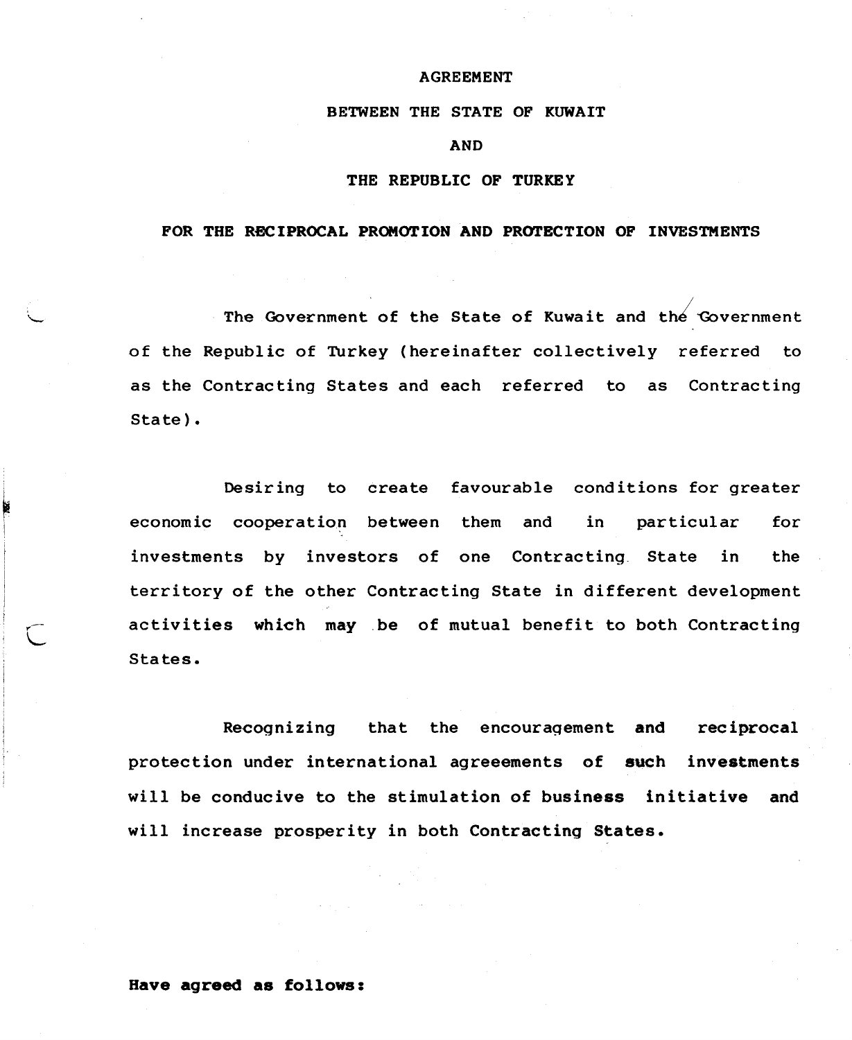# AGREEMENT

# BETWEEN THE STATE OF KUWAIT

# AND

# THE REPUBLIC OF TURKEY

## FOR THE RECIPROCAL PROMOTION AND PROTECTION OF INVESTMENTS

The Government of the State of Kuwait and the Government of the Republic of Turkey (hereinafter collectively referred to as the Contracting States and each referred to as Contracting State).

Desiring to create favourable conditions for greater economic cooperation between them and in particular for investments by investors of one Contracting State in the territory of the other Contracting State in different development activities which may be of mutual benefit to both Contracting States.

Recognizing that the encouragement and reciprocal protection under international agreeements of such investments will be conducive to the stimulation of business initiative and will increase prosperity in both Contracting States.

**Have agreed as follows:**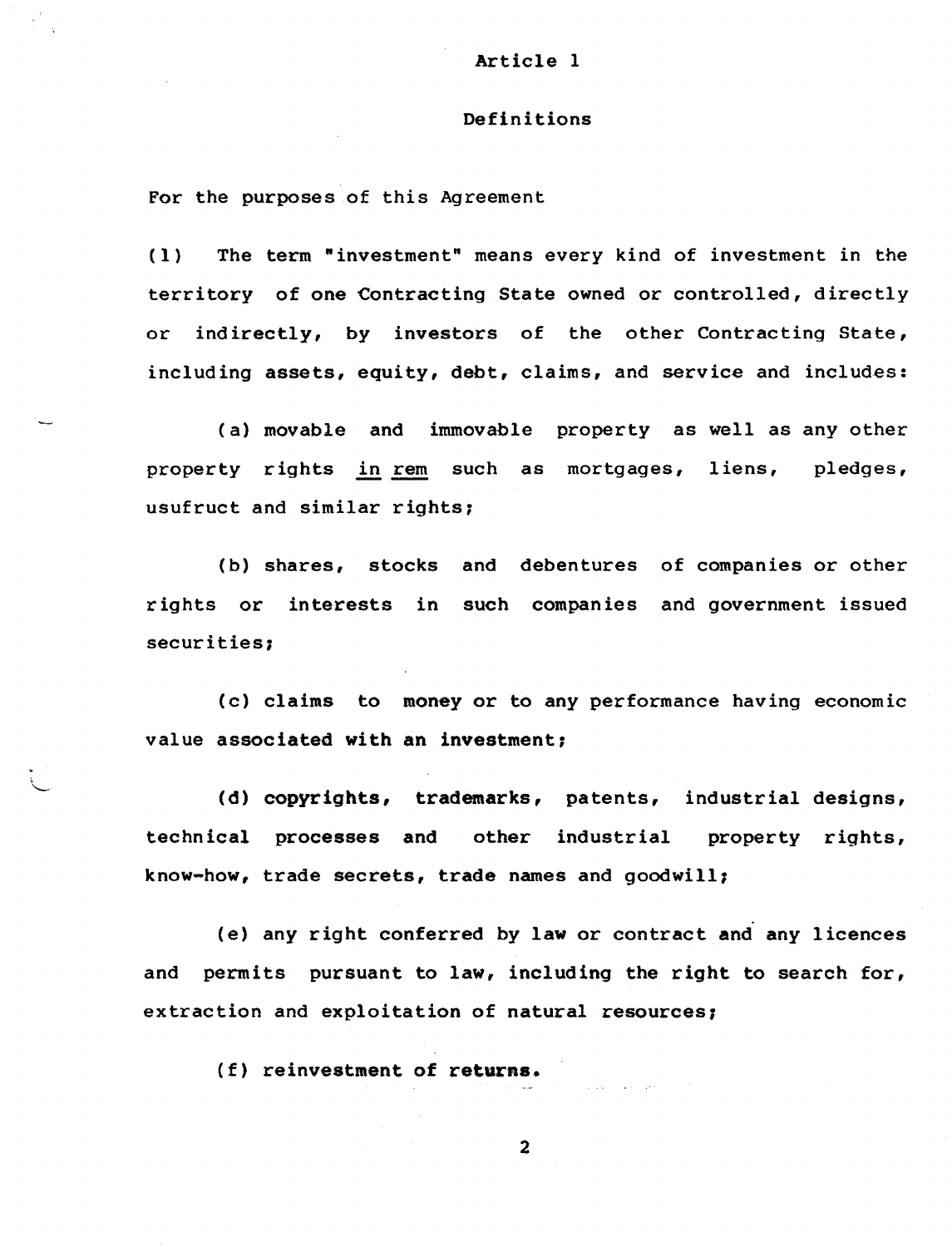## Article 1

### Definitions

For the purposes of this Agreement

(1) The term "investment" means every kind of investment in the territory of one Contracting State owned or controlled, directly or indirectly, by investors of the other Contracting State, including assets, equity, debt, claims, and service and includes:

(a) movable and immovable property as well as any other property rights *in rem* such as mortgages, liens, pledges, usufruct and similar rights;

(b) shares, stocks and debentures of companies or other rights or interests in such companies and government issued securities;

(c) claims to money or to any performance having economic value associated with an investment;

(d) copyrights, trademarks, patents, industrial designs, technical processes and other industrial property rights, know-how, trade secrets, trade names and goodwill;

(e) any right conferred by law or contract and any licences and permits pursuant to law, including the right to search for, extraction and exploitation of natural resources;

(f) reinvestment of returns.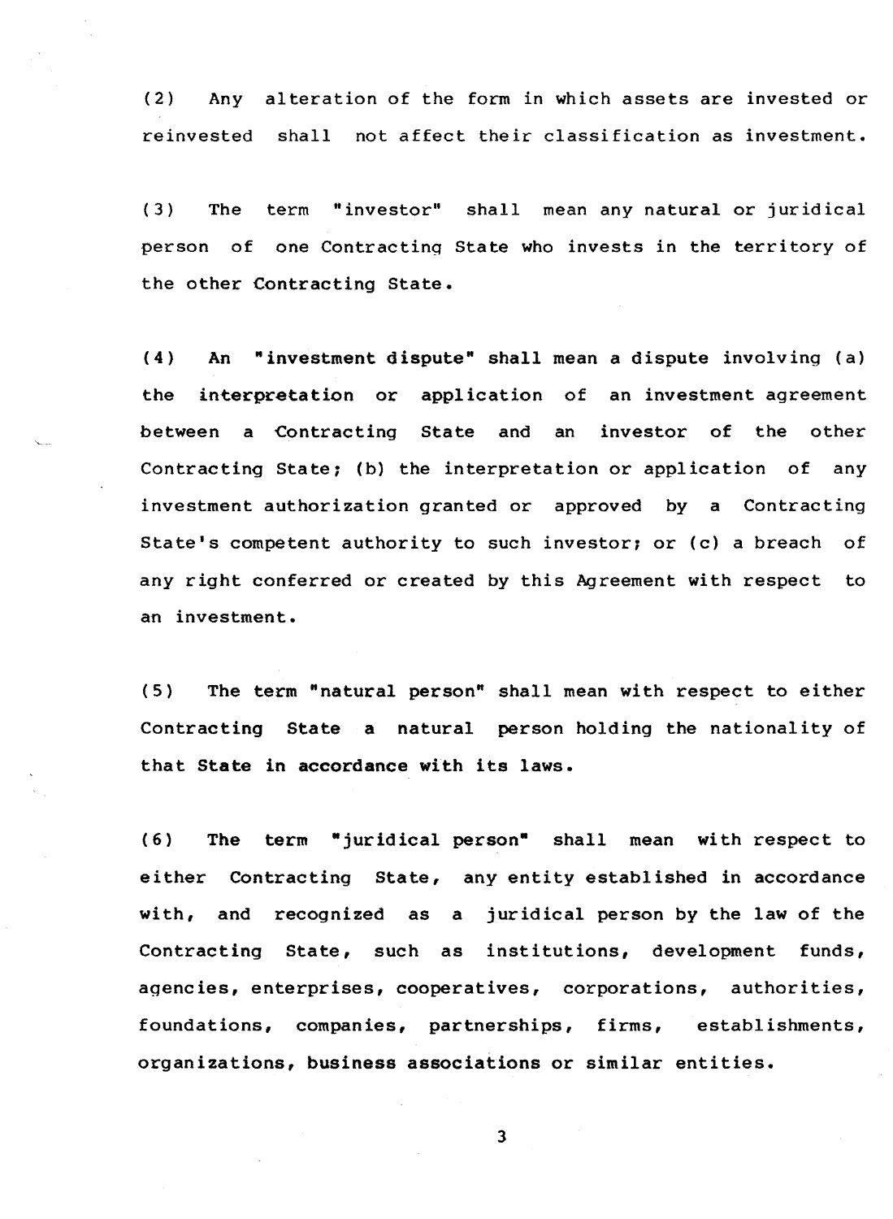(2) Any alteration of the form in which assets are invested or reinvested shall not affect their classification as investment.

(3) The term "investor" shall mean any natural or juridical person of one Contracting State who invests in the territory of the other Contracting State.

(4) An "investment dispute" shall mean a dispute involving (a) the interpretation or application of an investment agreement between a Contracting State and an investor of the other Contracting State; (b) the interpretation or application of any investment authorization granted or approved by a Contracting State's competent authority to such investor; or (c) a breach of any right conferred or created by this Agreement with respect to an investment.

(5) The term "natural person" shall mean with respect to either Contracting State a natural person holding the nationality of that State in accordance with its laws.

(6) The term "juridical person" shall mean with respect to either Contracting State, any entity established in accordance with, and recognized as a juridical person by the law of the Contracting State, such as institutions, development funds, agencies, enterprises, cooperatives, corporations, authorities, foundations, companies, partnerships, firms, establishments, organizations, business associations or similar entities.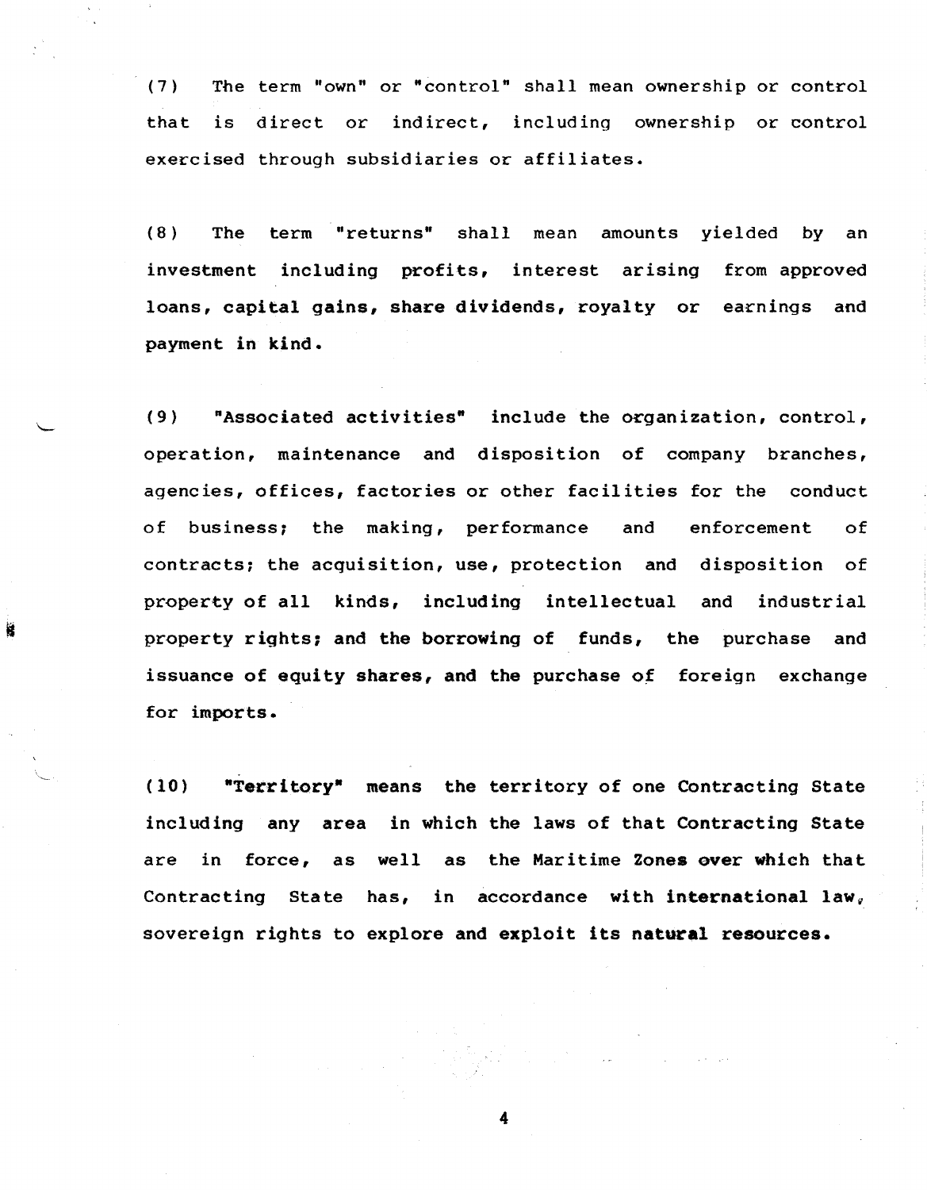(7) The term "own" or "control" shall mean ownership or control that is direct or indirect, including ownership or control exercised through subsidiaries or affiliates.

(8) The term "returns" shall mean amounts yielded by an investment including profits, interest arising from approved loans, capital gains, share dividends, royalty or earnings and payment in kind.

(9) "Associated activities" include the organization, control, operation, maintenance and disposition of company branches, agencies, offices, factories or other facilities for the conduct of business; the making, performance and enforcement of contracts; the acquisition, use, protection and disposition of property of all kinds, including intellectual and industrial property rights; and the borrowing of funds, the purchase and issuance of equity shares, and the purchase of foreign exchange for imports.

(10) "Territory" means the territory of one Contracting State including any area in which the laws of that Contracting State are in force, as well as the Maritime Zones over which that Contracting State has, in accordance with international law, sovereign rights to explore and exploit its natural resources.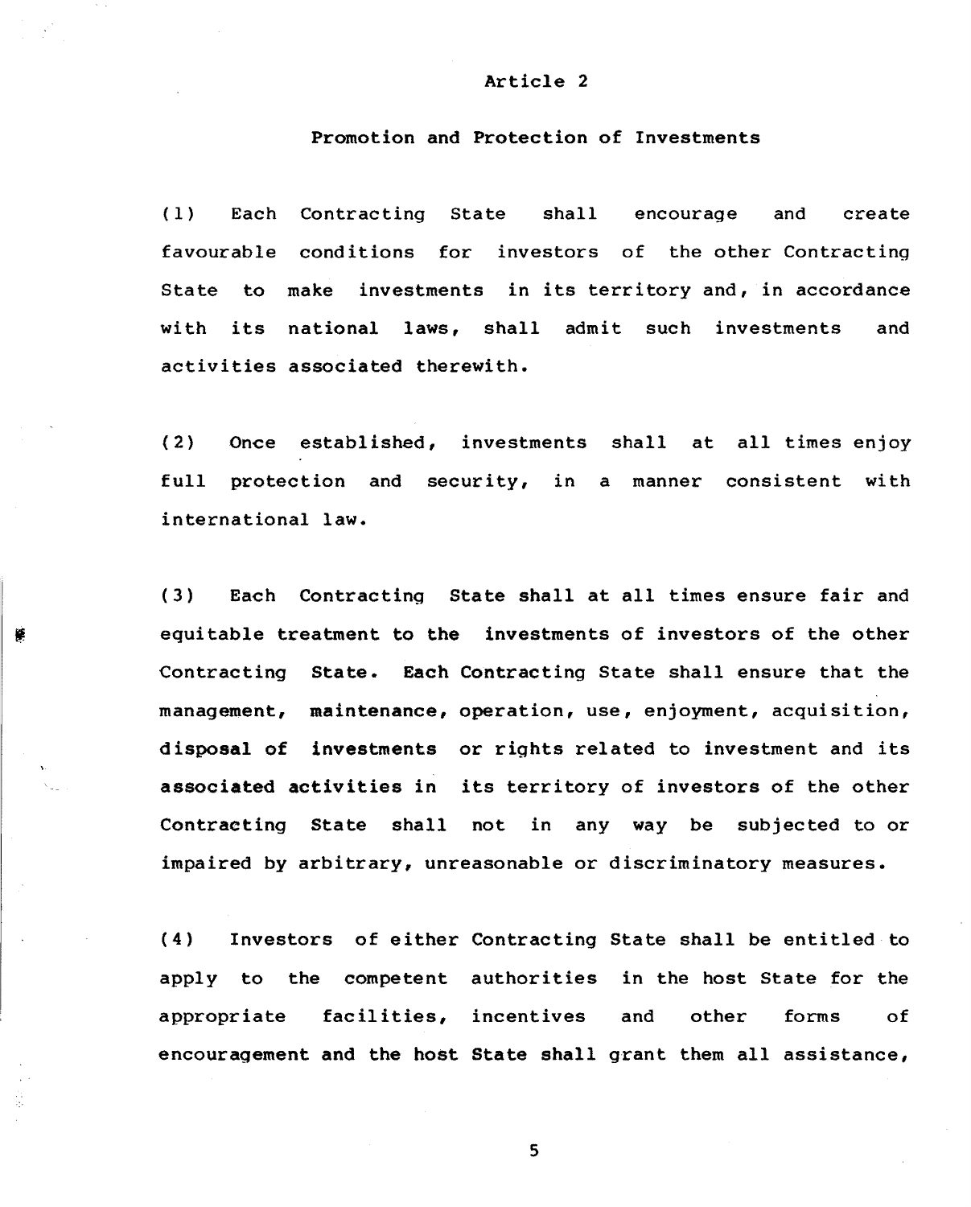## Article 2

### Promotion and Protection of Investments

(1) Each Contracting State shall encourage and create favourable conditions for investors of the other Contracting State to make investments in its territory and, in accordance with its national laws, shall admit such investments and activities associated therewith.

(2) Once established, investments shall at all times enjoy full protection and security, in a manner consistent with international law.

(3) Each Contracting State shall at all times ensure fair and equitable treatment to the investments of investors of the other Contracting State. Each Contracting State shall ensure that the management, maintenance, operation, use, enjoyment, acquisition, disposal of investments or rights related to investment and its associated activities in its territory of investors of the other Contracting State shall not in any way be subjected to or impaired by arbitrary, unreasonable or discriminatory measures.

(4) Investors of either Contracting State shall be entitled to apply to the competent authorities in the host State for the appropriate facilities, incentives and other forms of encouragement and the host State shall grant them all assistance,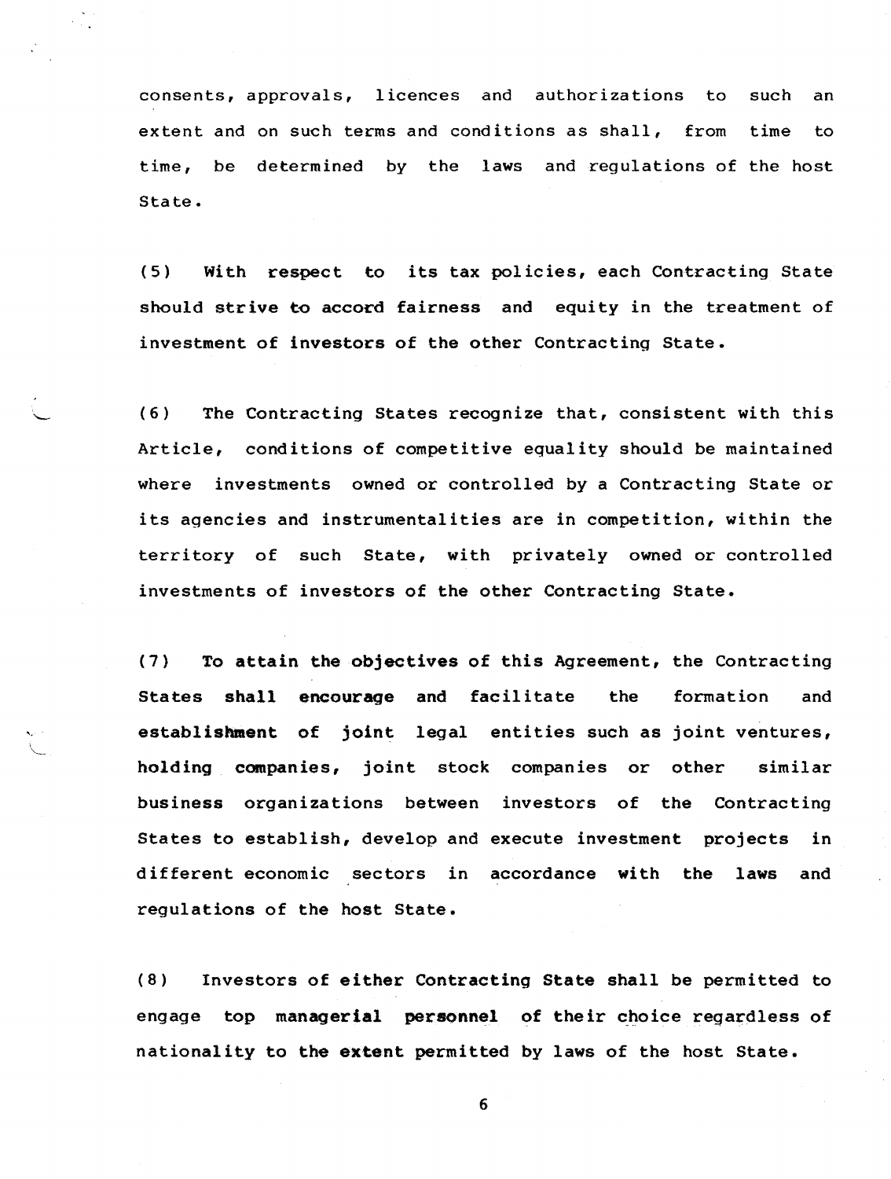consents, approvals, licences and authorizations to such an extent and on such terms and conditions as shall, from time to time, be determined by the laws and regulations of the host State.

(5) With respect to its tax policies, each Contracting State should strive to accord fairness and equity in the treatment of investment of investors of the other Contracting State.

(6) The Contracting States recognize that, consistent with this Article, conditions of competitive equality should be maintained where investments owned or controlled by a Contracting State or its agencies and instrumentalities are in competition, within the territory of such State, with privately owned or controlled investments of investors of the other Contracting State.

(7) To attain the objectives of this Agreement, the Contracting States shall encourage and facilitate the formation and establishment of joint legal entities such as joint ventures, holding companies, joint stock companies or other similar business organizations between investors of the Contracting States to establish, develop and execute investment projects in different economic sectors in accordance with the laws and regulations of the host State.

(8) Investors of either Contracting State shall be permitted to engage top managerial personnel of their choice regardless of nationality to the extent permitted by laws of the host State.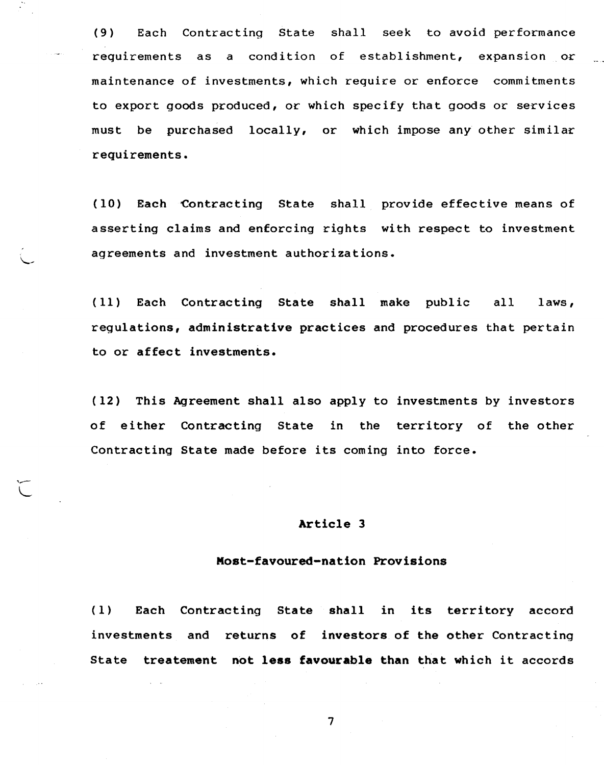(9) Each Contracting State shall seek to avoid performance requirements as a condition of establishment, expansion or maintenance of investments, which require or enforce commitments to export goods produced, or which specify that goods or services must be purchased locally, or which impose any other similar requirements.

(10) Each Contracting State shall provide effective means of asserting claims and enforcing rights with respect to investment agreements and investment authorizations.

(11) Each Contracting State shall make public all laws, regulations, administrative practices and procedures that pertain to or affect investments.

(12) This Agreement shall also apply to investments by investors of either Contracting State in the territory of the other Contracting State made before its coming into force.

## Article 3

## Most-favoured-nation Provisions

(1) Each Contracting State shall in its territory accord investments and returns of investors of the other Contracting State treatement not less favourable than that which it accords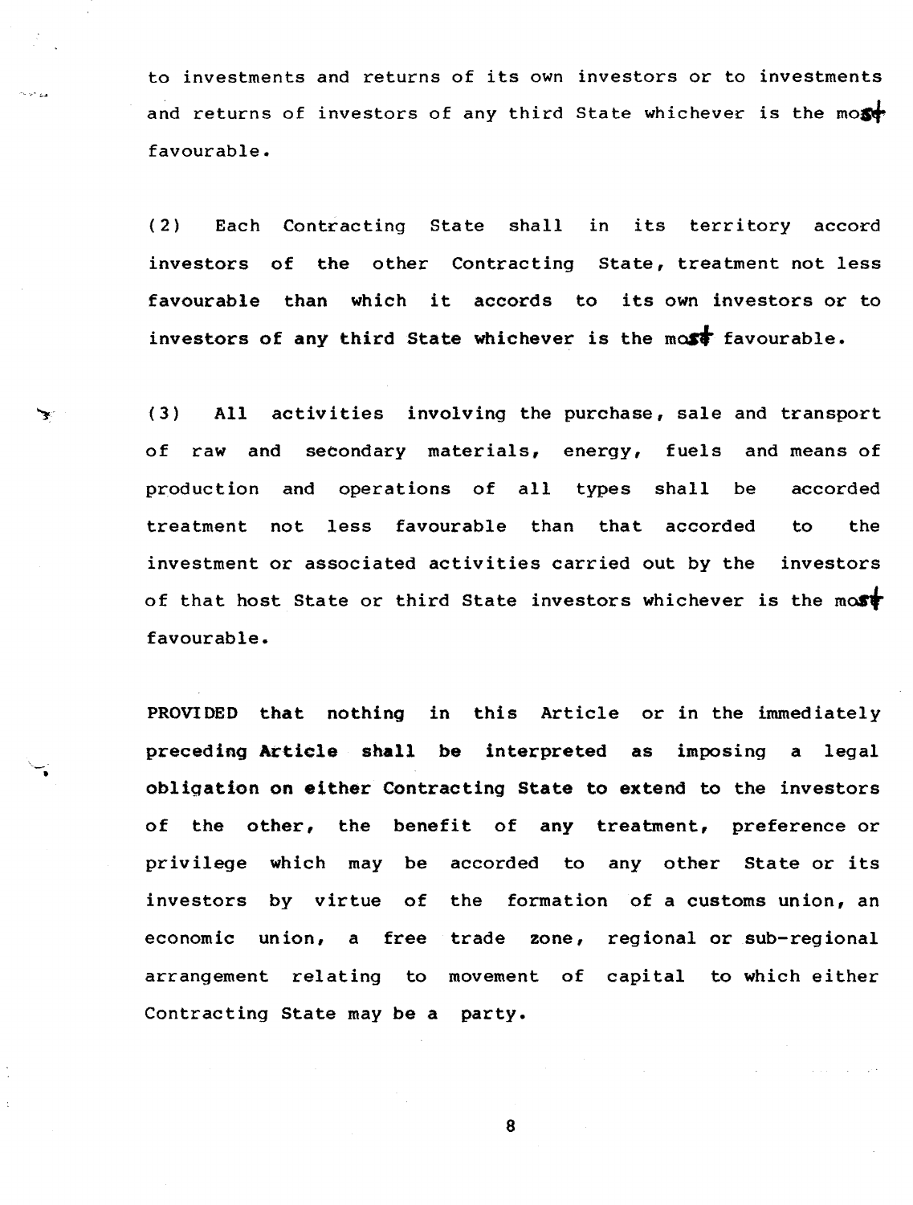to investments and returns of its own investors or to investments and returns of investors of any third State whichever is the most favourable.

(2) Each Contracting State shall in its territory accord investors of the other Contracting State, treatment not less favourable than which it accords to its own investors or to investors of any third State whichever is the most favourable.

(3) All activities involving the purchase, sale and transport of raw and secondary materials, energy, fuels and means of production and operations of all types shall be accorded treatment not less favourable than that accorded to the investment or associated activities carried out by the investors of that host State or third State investors whichever is the most favourable.

PROVIDED that nothing in this Article or in the immediately preceding Article shall be interpreted as imposing a legal obligation on either Contracting State to extend to the investors of the other, the benefit of any treatment, preference or privilege which may be accorded to any other State or its investors by virtue of the formation of a customs union, an economic union, a free trade zone, regional or sub-regional arrangement relating to movement of capital to which either Contracting State may be a party.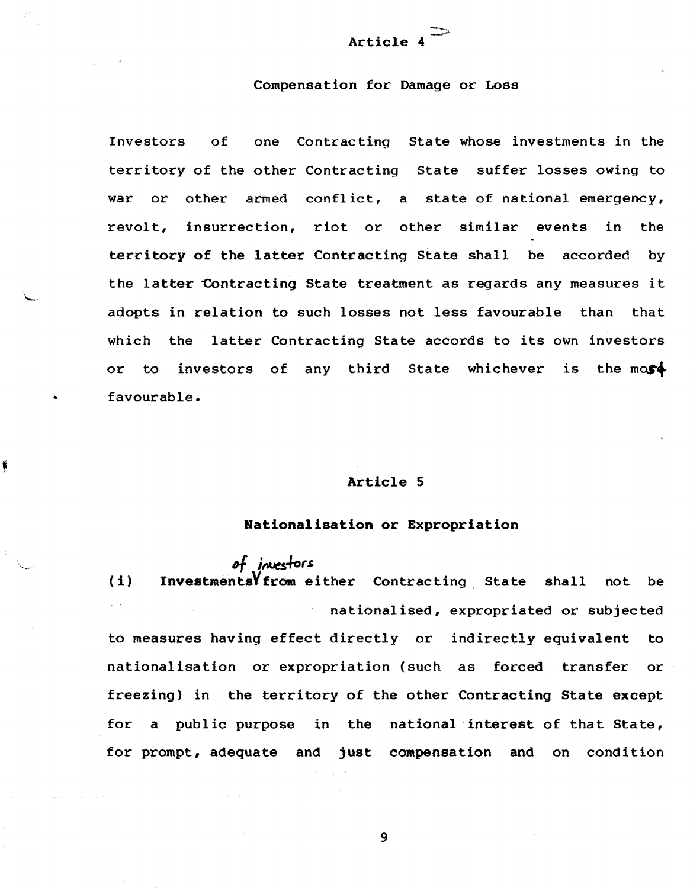## Article 4

### Compensation for Damage or Loss

Investors of one Contracting State whose investments in the territory of the other Contracting State suffer losses owing to war or other armed conflict, a state of national emergency, revolt, insurrection, riot or other similar events in the territory of the latter Contracting State shall be accorded by the latter Contracting State treatment as regards any measures it adopts in relation to such losses not less favourable than that which the latter Contracting State accords to its own investors or to investors of any third State whichever is the most favourable.

## Article 5

### Nationalisation or Expropriation

(i) **Investments** of investors from either Contracting State shall not be nationalised, expropriated or subjected to measures having effect directly or indirectly equivalent to nationalisation or expropriation (such as forced transfer or freezing) in the territory of the other Contracting State except for a public purpose in the national interest of that State, for prompt, adequate and just compensation and on condition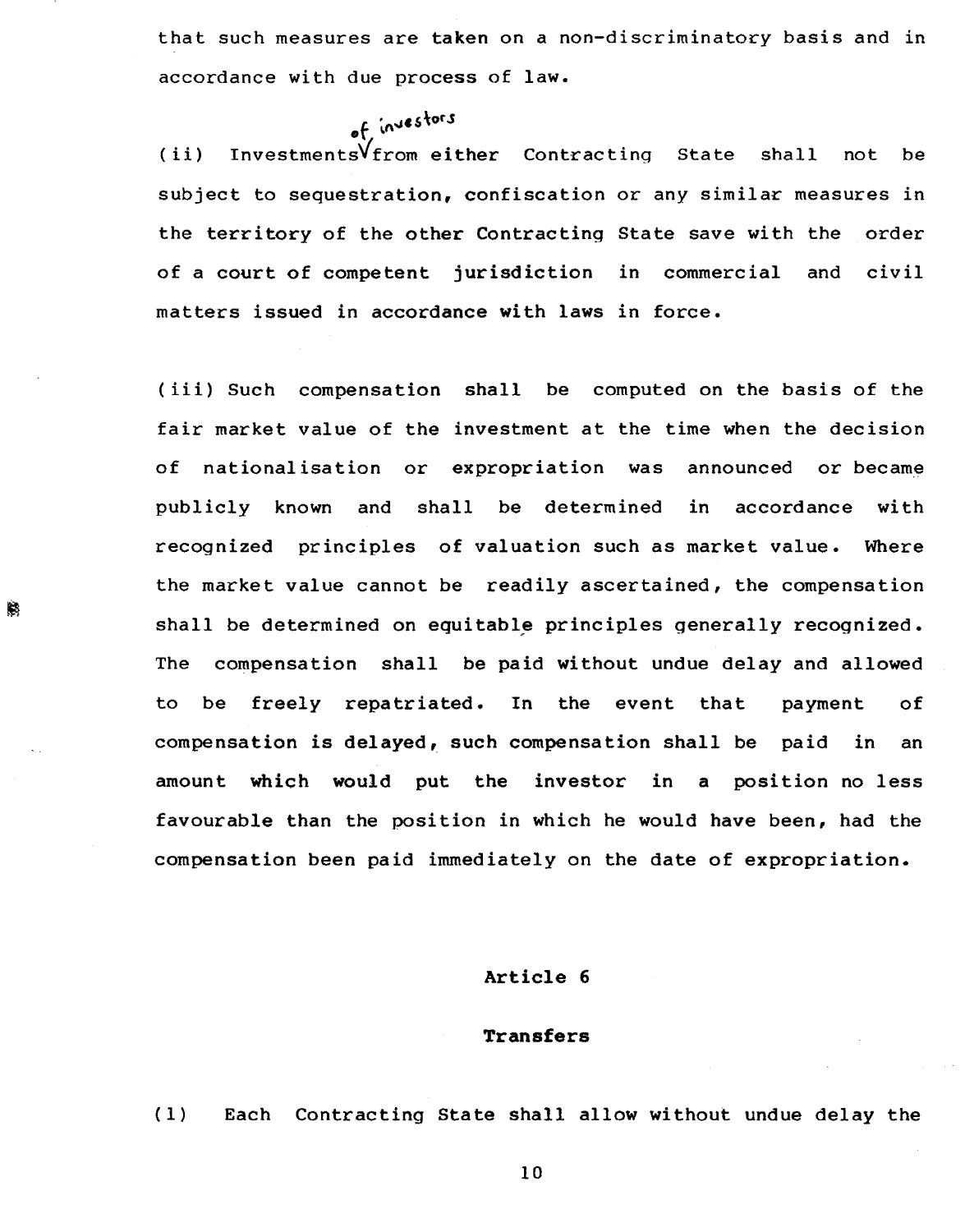that such measures are taken on a non-discriminatory basis and in accordance with due process of law.

(ii) Investments of investors from either Contracting State shall not be subject to sequestration, confiscation or any similar measures in the territory of the other Contracting State save with the order of a court of competent jurisdiction in commercial and civil matters issued in accordance with laws in force.

(iii) Such compensation shall be computed on the basis of the fair market value of the investment at the time when the decision of nationalisation or expropriation was announced or became publicly known and shall be determined in accordance with recognized principles of valuation such as market value. Where the market value cannot be readily ascertained, the compensation shall be determined on equitable principles generally recognized. The compensation shall be paid without undue delay and allowed to be freely repatriated. In the event that payment of compensation is delayed, such compensation shall be paid in an amount which would put the investor in a position no less favourable than the position in which he would have been, had the compensation been paid immediately on the date of expropriation.

## Article 6

## Transfers

(1) Each Contracting State shall allow without undue delay the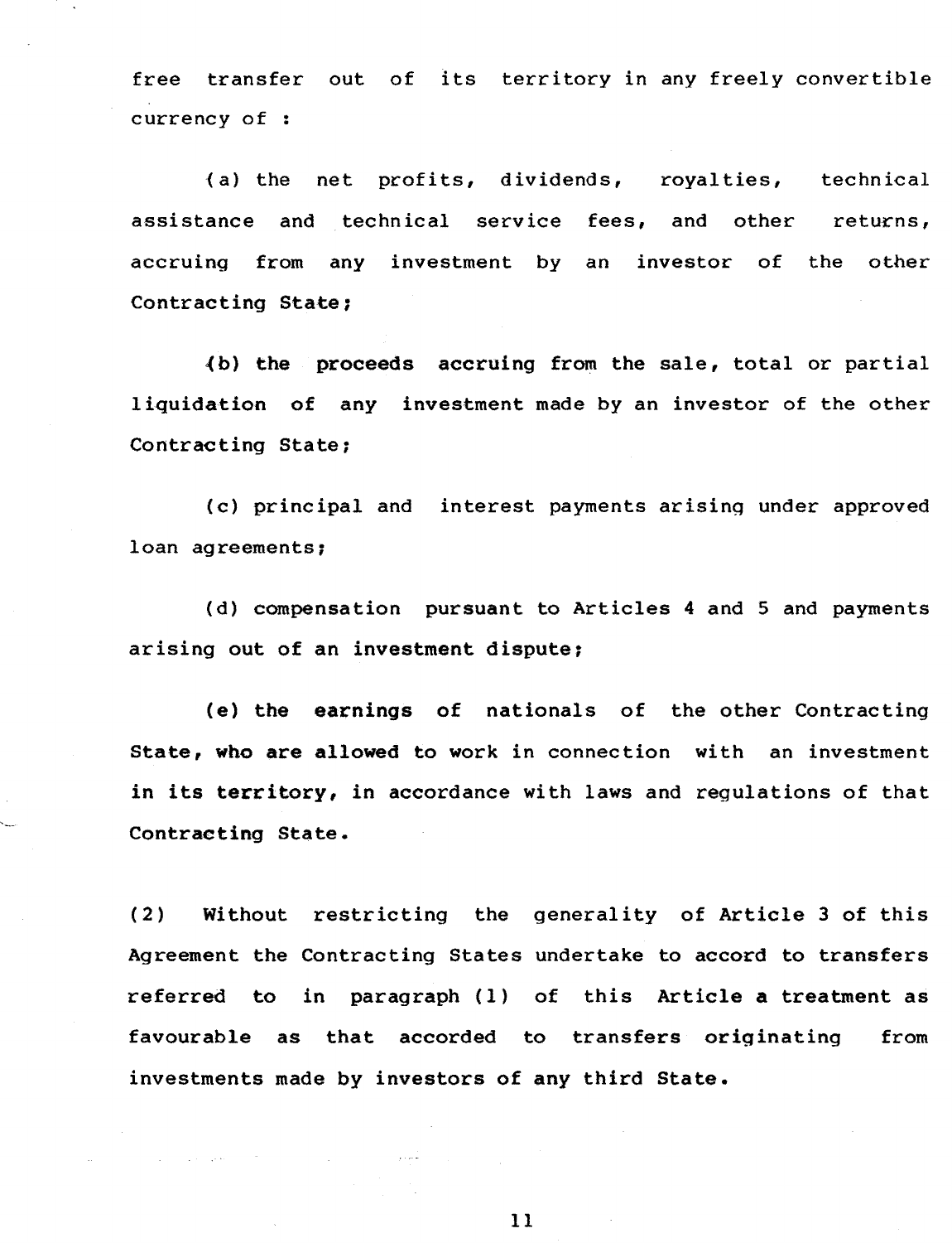free transfer out of its territory in any freely convertible currency of :

(a) the net profits, dividends, royalties, technical assistance and technical service fees, and other returns, accruing from any investment by an investor of the other Contracting State;

(b) the proceeds accruing from the sale, total or partial liquidation of any investment made by an investor of the other Contracting State;

(c) principal and interest payments arising under approved loan agreements;

(d) compensation pursuant to Articles 4 and 5 and payments arising out of an investment dispute;

(e) the earnings of nationals of the other Contracting State, who are allowed to work in connection with an investment in its territory, in accordance with laws and regulations of that Contracting State.

(2) Without restricting the generality of Article 3 of this Agreement the Contracting States undertake to accord to transfers referred to in paragraph (1) of this Article a treatment as favourable as that accorded to transfers originating from investments made by investors of any third State.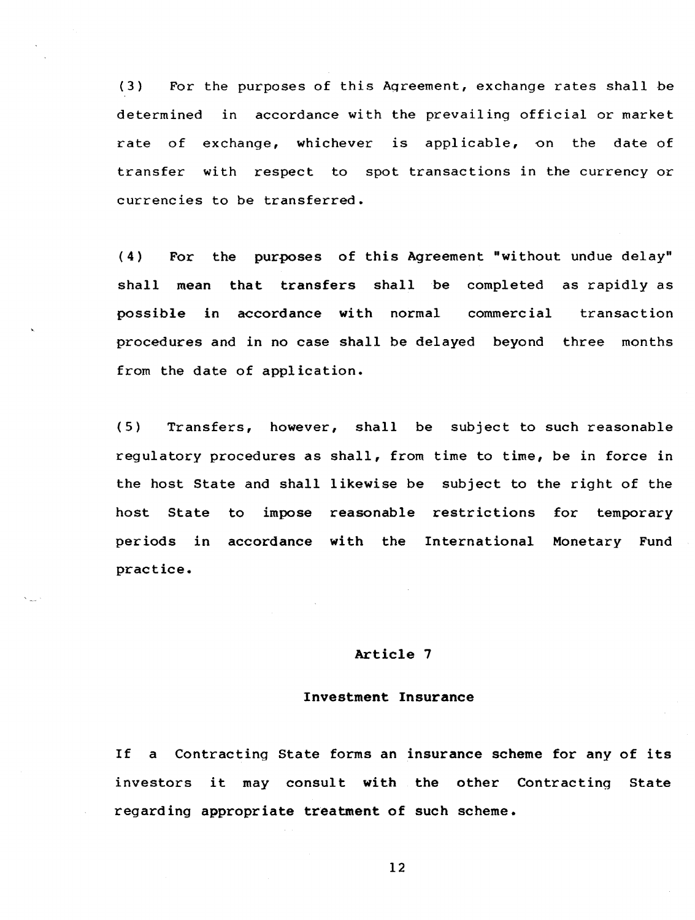(3) For the purposes of this Agreement, exchange rates shall be determined in accordance with the prevailing official or market rate of exchange, whichever is applicable, on the date of transfer with respect to spot transactions in the currency or currencies to be transferred.

(4) For the purposes of this Agreement "without undue delay" shall mean that transfers shall be completed as rapidly as possible in accordance with normal commercial transaction procedures and in no case shall be delayed beyond three months from the date of application.

(5) Transfers, however, shall be subject to such reasonable regulatory procedures as shall, from time to time, be in force in the host State and shall likewise be subject to the right of the host State to impose reasonable restrictions for temporary periods in accordance with the International Monetary Fund practice.

## Article 7

### Investment Insurance

If a Contracting State forms an insurance scheme for any of its investors it may consult with the other Contracting State regarding appropriate treatment of such scheme.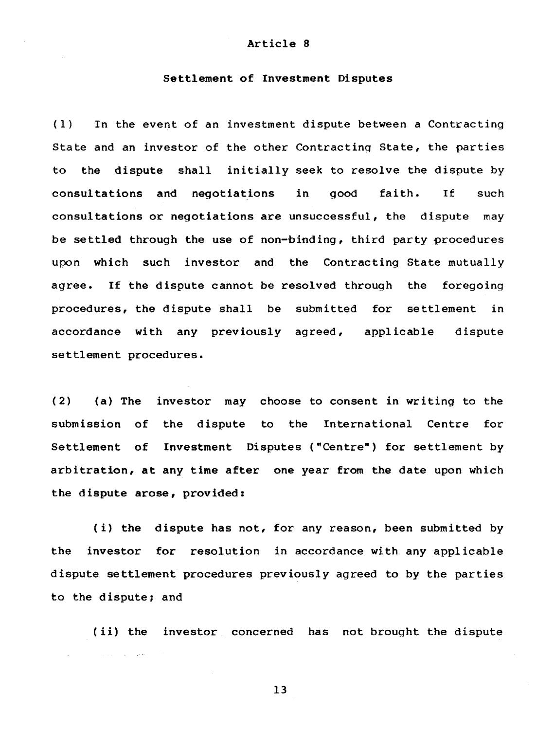## Article 8

### Settlement of Investment Disputes

(1) In the event of an investment dispute between a Contracting State and an investor of the other Contracting State, the parties to the dispute shall initially seek to resolve the dispute by consultations and negotiations in good faith. If such consultations or negotiations are unsuccessful, the dispute may be settled through the use of non-binding, third party procedures upon which such investor and the Contracting State mutually agree. If the dispute cannot be resolved through the foregoing procedures, the dispute shall be submitted for settlement in accordance with any previously agreed, applicable dispute settlement procedures.

(2) (a) The investor may choose to consent in writing to the submission of the dispute to the International Centre for Settlement of Investment Disputes ("Centre") for settlement by arbitration, at any time after one year from the date upon which the dispute arose, provided:

(i) the dispute has not, for any reason, been submitted by the investor for resolution in accordance with any applicable dispute settlement procedures previously agreed to by the parties to the dispute; and

(ii) the investor concerned has not brought the dispute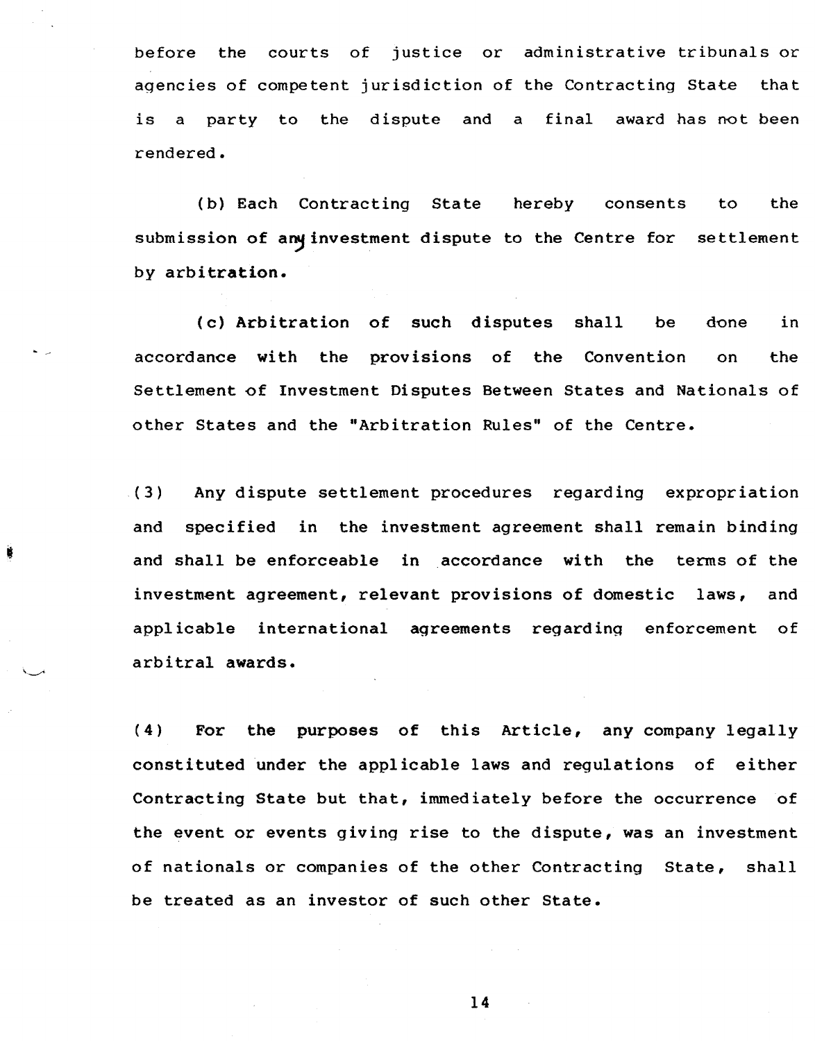before the courts of justice or administrative tribunals or agencies of competent jurisdiction of the Contracting State that is a party to the dispute and a final award has not been rendered.

(b) Each Contracting State hereby consents to the submission of any investment dispute to the Centre for settlement by arbitration.

(c) Arbitration of such disputes shall be done in accordance with the provisions of the Convention on the Settlement of Investment Disputes Between States and Nationals of other States and the "Arbitration Rules" of the Centre.

(3) Any dispute settlement procedures regarding expropriation and specified in the investment agreement shall remain binding and shall be enforceable in accordance with the terms of the investment agreement, relevant provisions of domestic laws, and applicable international agreements regarding enforcement of arbitral awards.

(4) For the purposes of this Article, any company legally constituted under the applicable laws and regulations of either Contracting State but that, immediately before the occurrence of the event or events giving rise to the dispute, was an investment of nationals or companies of the other Contracting State, shall be treated as an investor of such other State.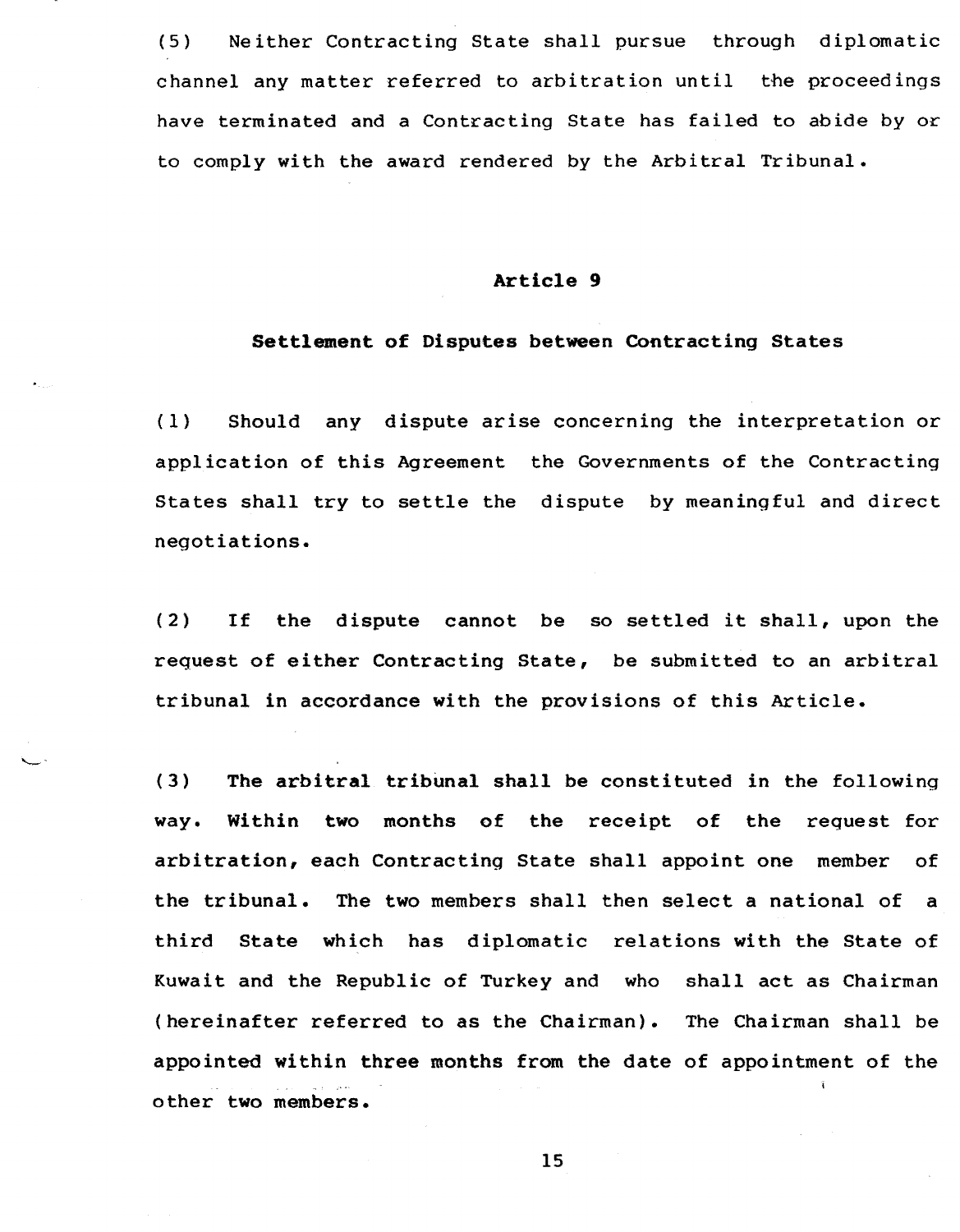(5) Neither Contracting State shall pursue through diplomatic channel any matter referred to arbitration until the proceedings have terminated and a Contracting State has failed to abide by or to comply with the award rendered by the Arbitral Tribunal.

## Article 9

### Settlement of Disputes between Contracting States

(1) Should any dispute arise concerning the interpretation or application of this Agreement the Governments of the Contracting States shall try to settle the dispute by meaningful and direct negotiations.

(2) If the dispute cannot be so settled it shall, upon the request of either Contracting State, be submitted to an arbitral tribunal in accordance with the provisions of this Article.

(3) The arbitral tribunal shall be constituted in the following way. Within two months of the receipt of the request for arbitration, each Contracting State shall appoint one member of the tribunal. The two members shall then select a national of a third State which has diplomatic relations with the State of Kuwait and the Republic of Turkey and who shall act as Chairman (hereinafter referred to as the Chairman). The Chairman shall be appointed within three months from the date of appointment of the other two members.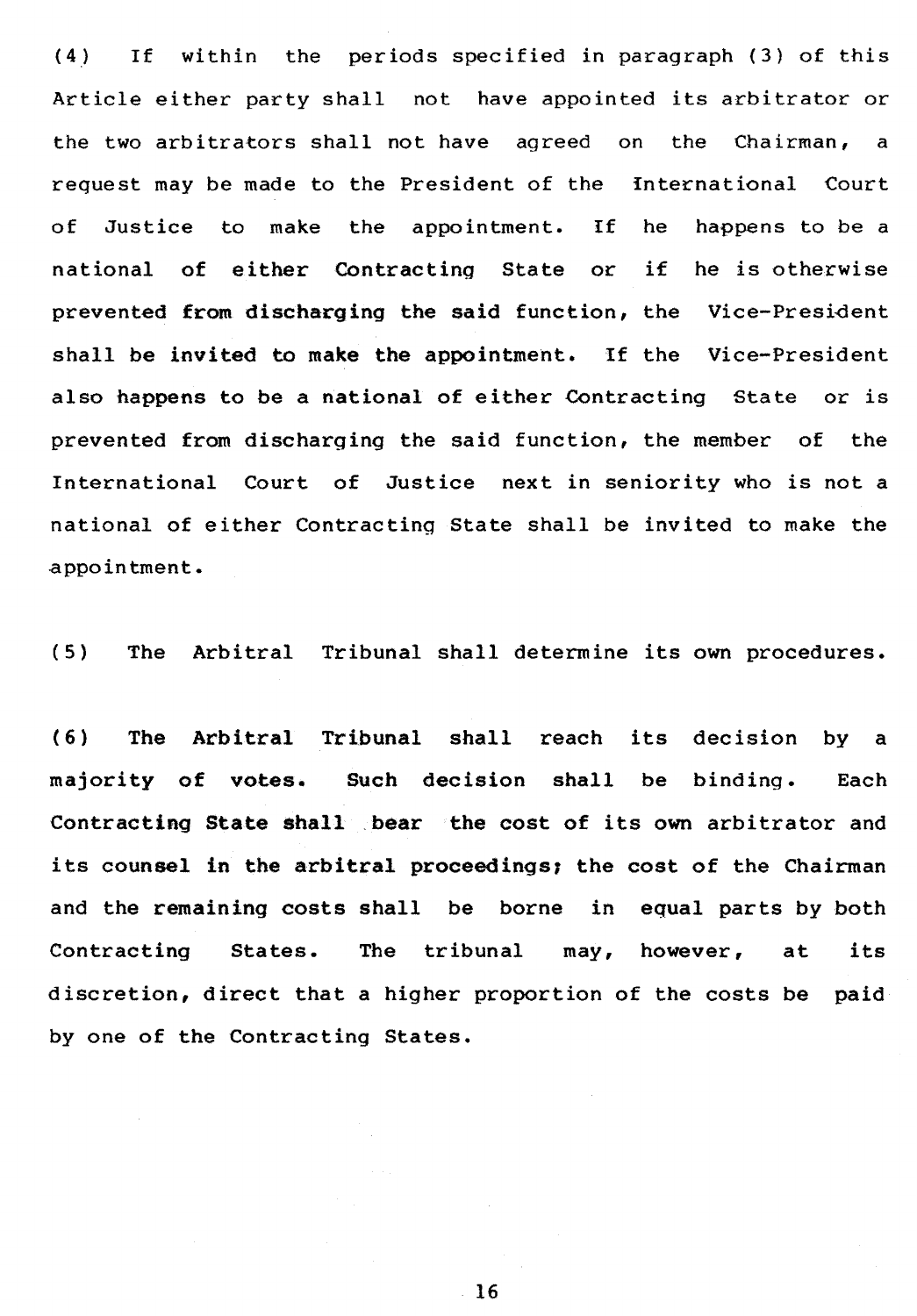(4) If within the periods specified in paragraph (3) of this Article either party shall not have appointed its arbitrator or the two arbitrators shall not have agreed on the Chairman, a request may be made to the President of the International Court of Justice to make the appointment. If he happens to be a national of either Contracting State or if he is otherwise prevented from discharging the said function, the Vice-President shall be invited to make the appointment. If the Vice-President also happens to be a national of either Contracting State or is prevented from discharging the said function, the member of the International Court of Justice next in seniority who is not a national of either Contracting State shall be invited to make the appointment.

(5) The Arbitral Tribunal shall determine its own procedures.

(6) The Arbitral Tribunal shall reach its decision by a majority of votes. Such decision shall be binding. Each Contracting State shall bear the cost of its own arbitrator and its counsel in the arbitral proceedings; the cost of the Chairman and the remaining costs shall be borne in equal parts by both Contracting States. The tribunal may, however, at its discretion, direct that a higher proportion of the costs be paid by one of the Contracting States.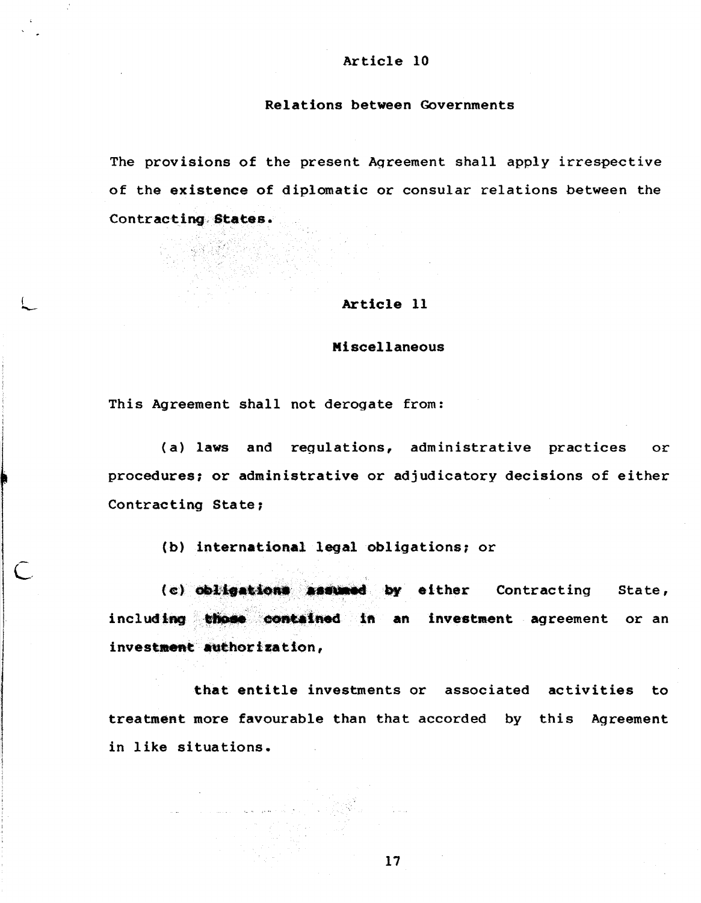## Article 10

### Relations between Governments

The provisions of the present Agreement shall apply irrespective of the existence of diplomatic or consular relations between the Contracting States.

## Article 11

### Miscellaneous

This Agreement shall not derogate from:

(a) laws and regulations, administrative practices or procedures; or administrative or adjudicatory decisions of either Contracting State;

(b) international legal obligations; or

(c) obligations assumed by either Contracting State, including those contained in an investment agreement or an investment authorization,

that entitle investments or associated activities to treatment more favourable than that accorded by this Agreement in like situations.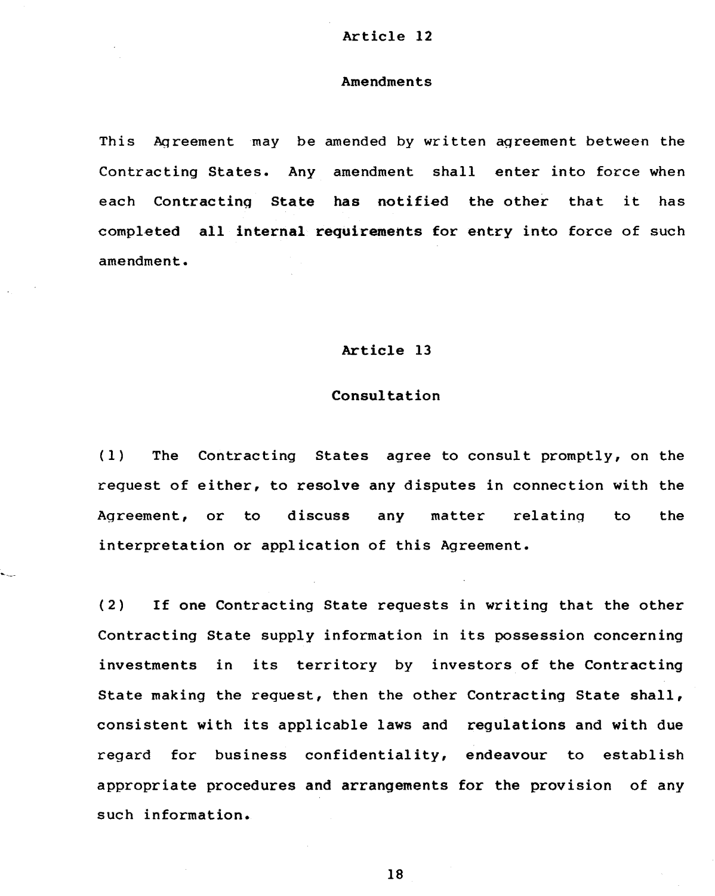## Article 12

## Amendments

This Agreement may be amended by written agreement between the Contracting States. Any amendment shall enter into force when each Contracting State has notified the other that it has completed all internal requirements for entry into force of such amendment.

## Article 13

## Consultation

(1) The Contracting States agree to consult promptly, on the request of either, to resolve any disputes in connection with the Agreement, or to discuss any matter relating to the interpretation or application of this Agreement.

(2) If one Contracting State requests in writing that the other Contracting State supply information in its possession concerning investments in its territory by investors of the Contracting State making the request, then the other Contracting State shall, consistent with its applicable laws and regulations and with due regard for business confidentiality, endeavour to establish appropriate procedures and arrangements for the provision of any such information.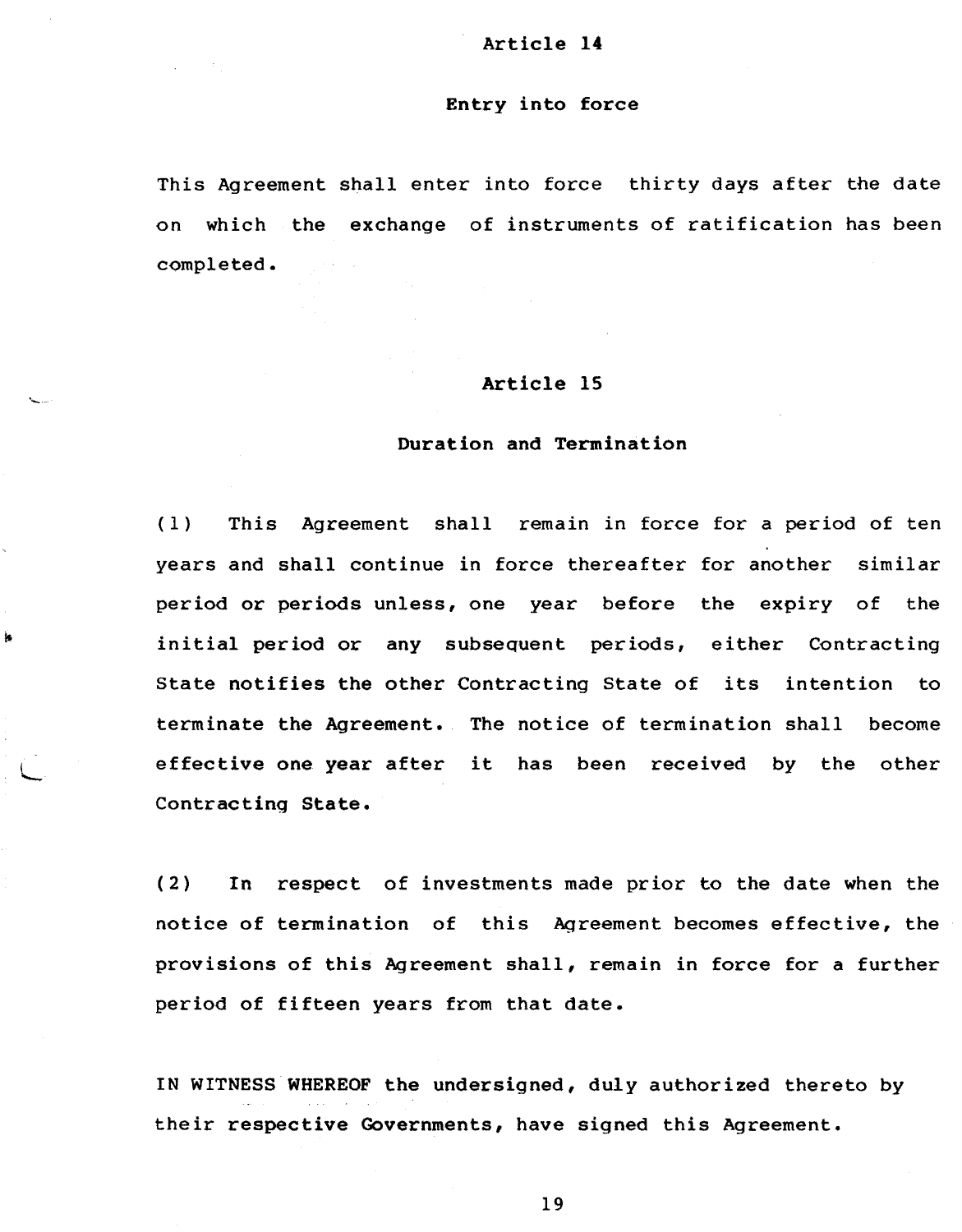## Article 14

### Entry into force

This Agreement shall enter into force thirty days after the date on which the exchange of instruments of ratification has been completed.

## Article 15

### Duration and Termination

(1) This Agreement shall remain in force for a period of ten years and shall continue in force thereafter for another similar period or periods unless, one year before the expiry of the initial period or any subsequent periods, either Contracting State notifies the other Contracting State of its intention to terminate the Agreement. The notice of termination shall become effective one year after it has been received by the other Contracting State.

(2) In respect of investments made prior to the date when the notice of termination of this Agreement becomes effective, the provisions of this Agreement shall, remain in force for a further period of fifteen years from that date.

IN WITNESS WHEREOF the undersigned, duly authorized thereto by their respective Governments, have signed this Agreement.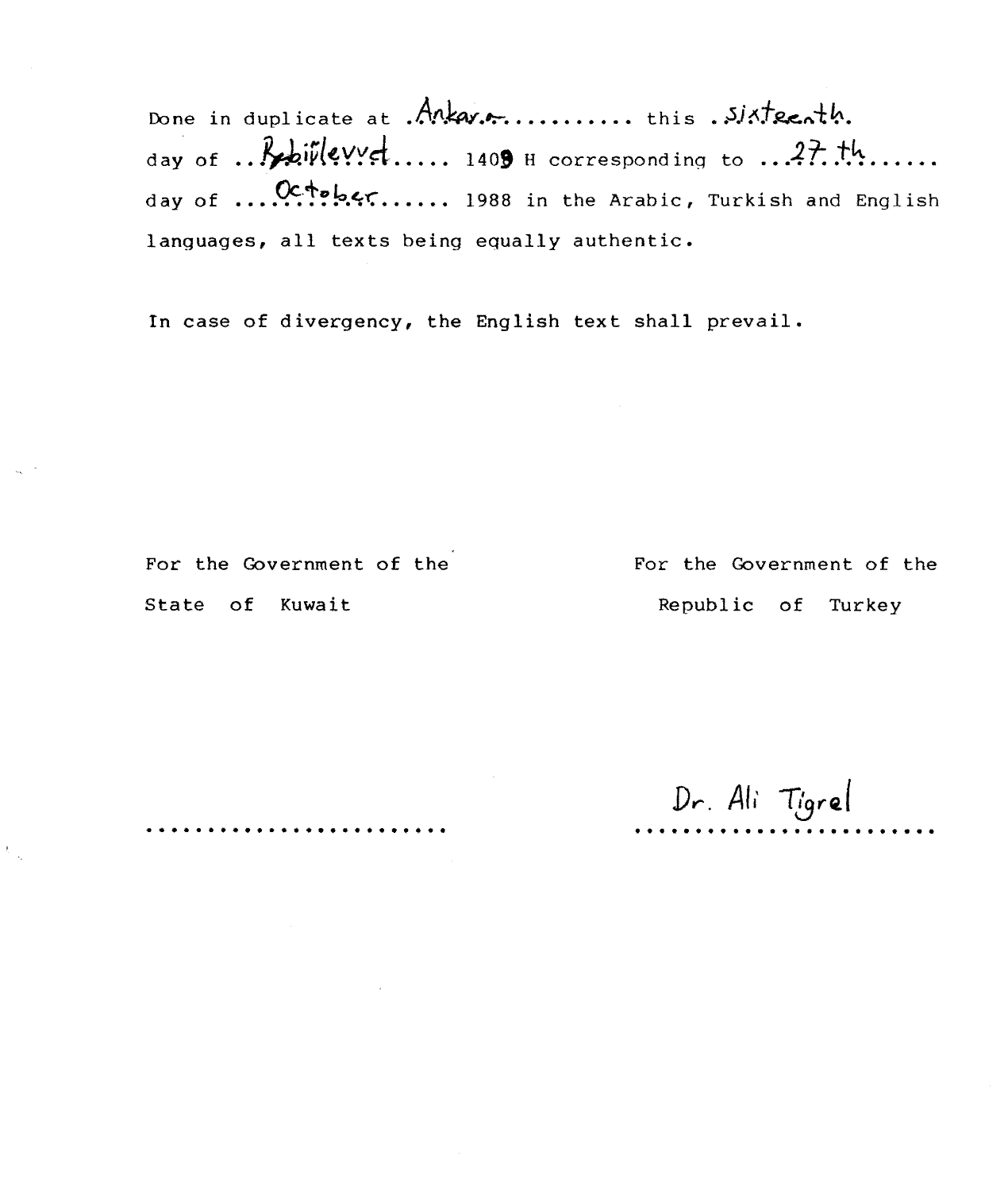Done in duplicate at Ankara this sixteenth day of Rebiülevvel 1409 H corresponding to 27 th day of October 1988 in the Arabic, Turkish and English languages, all texts being equally authentic.

In case of divergency, the English text shall prevail.

For the Government of the State of Kuwait

........................

For the Government of the Republic of Turkey

Dr. Ali Tigrel

........................